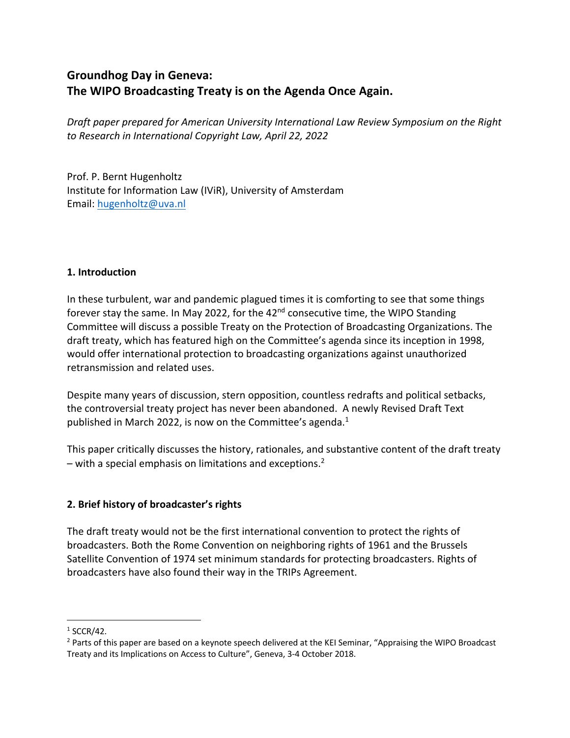# Groundhog Day in Geneva: The WIPO Broadcasting Treaty is on the Agenda Once Again.

*Draft paper prepared for American University International Law Review Symposium on the Right to Research in International Copyright Law, April 22, 2022*

Prof. P. Bernt Hugenholtz
Institute for Information Law (IViR), University of Amsterdam
Email: hugenholtz@uva.nl

## 1. Introduction

In these turbulent, war and pandemic plagued times it is comforting to see that some things forever stay the same. In May 2022, for the 42nd consecutive time, the WIPO Standing Committee will discuss a possible Treaty on the Protection of Broadcasting Organizations. The draft treaty, which has featured high on the Committee's agenda since its inception in 1998, would offer international protection to broadcasting organizations against unauthorized retransmission and related uses.

Despite many years of discussion, stern opposition, countless redrafts and political setbacks, the controversial treaty project has never been abandoned. A newly Revised Draft Text published in March 2022, is now on the Committee's agenda.[1]

This paper critically discusses the history, rationales, and substantive content of the draft treaty – with a special emphasis on limitations and exceptions.[2]

## 2. Brief history of broadcaster's rights

The draft treaty would not be the first international convention to protect the rights of broadcasters. Both the Rome Convention on neighboring rights of 1961 and the Brussels Satellite Convention of 1974 set minimum standards for protecting broadcasters. Rights of broadcasters have also found their way in the TRIPs Agreement.

---

[1] SCCR/42.

[2] Parts of this paper are based on a keynote speech delivered at the KEI Seminar, "Appraising the WIPO Broadcast Treaty and its Implications on Access to Culture", Geneva, 3-4 October 2018.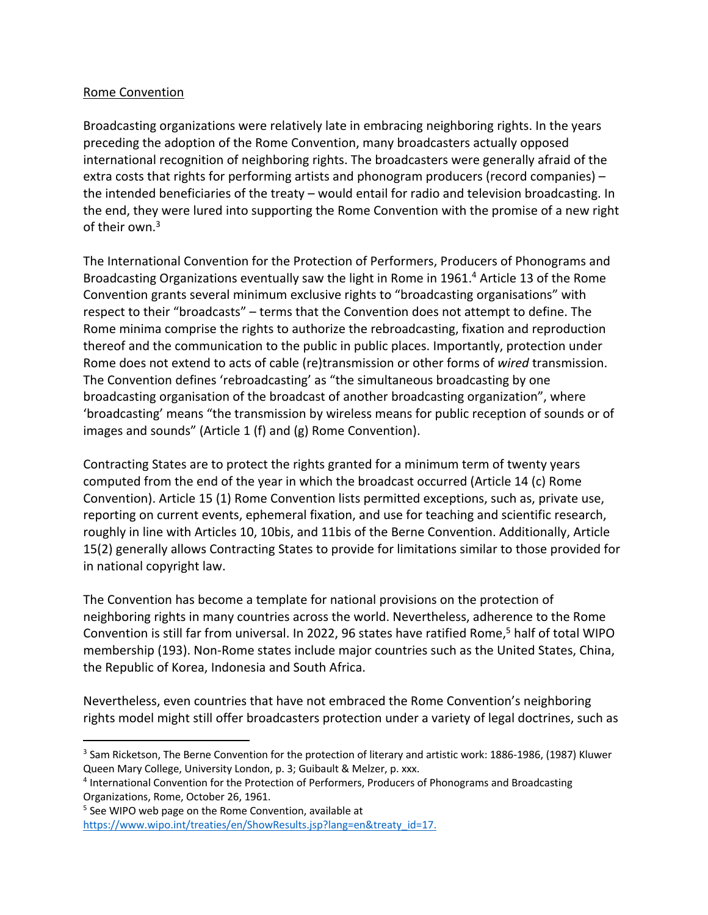Rome Convention

Broadcasting organizations were relatively late in embracing neighboring rights. In the years preceding the adoption of the Rome Convention, many broadcasters actually opposed international recognition of neighboring rights. The broadcasters were generally afraid of the extra costs that rights for performing artists and phonogram producers (record companies) – the intended beneficiaries of the treaty – would entail for radio and television broadcasting. In the end, they were lured into supporting the Rome Convention with the promise of a new right of their own.[3]

The International Convention for the Protection of Performers, Producers of Phonograms and Broadcasting Organizations eventually saw the light in Rome in 1961.[4] Article 13 of the Rome Convention grants several minimum exclusive rights to "broadcasting organisations" with respect to their "broadcasts" – terms that the Convention does not attempt to define. The Rome minima comprise the rights to authorize the rebroadcasting, fixation and reproduction thereof and the communication to the public in public places. Importantly, protection under Rome does not extend to acts of cable (re)transmission or other forms of *wired* transmission. The Convention defines 'rebroadcasting' as "the simultaneous broadcasting by one broadcasting organisation of the broadcast of another broadcasting organization", where 'broadcasting' means "the transmission by wireless means for public reception of sounds or of images and sounds" (Article 1 (f) and (g) Rome Convention).

Contracting States are to protect the rights granted for a minimum term of twenty years computed from the end of the year in which the broadcast occurred (Article 14 (c) Rome Convention). Article 15 (1) Rome Convention lists permitted exceptions, such as, private use, reporting on current events, ephemeral fixation, and use for teaching and scientific research, roughly in line with Articles 10, 10bis, and 11bis of the Berne Convention. Additionally, Article 15(2) generally allows Contracting States to provide for limitations similar to those provided for in national copyright law.

The Convention has become a template for national provisions on the protection of neighboring rights in many countries across the world. Nevertheless, adherence to the Rome Convention is still far from universal. In 2022, 96 states have ratified Rome,[5] half of total WIPO membership (193). Non-Rome states include major countries such as the United States, China, the Republic of Korea, Indonesia and South Africa.

Nevertheless, even countries that have not embraced the Rome Convention's neighboring rights model might still offer broadcasters protection under a variety of legal doctrines, such as

---

[3] Sam Ricketson, The Berne Convention for the protection of literary and artistic work: 1886-1986, (1987) Kluwer Queen Mary College, University London, p. 3; Guibault & Melzer, p. xxx.

[4] International Convention for the Protection of Performers, Producers of Phonograms and Broadcasting Organizations, Rome, October 26, 1961.

[5] See WIPO web page on the Rome Convention, available at https://www.wipo.int/treaties/en/ShowResults.jsp?lang=en&treaty_id=17.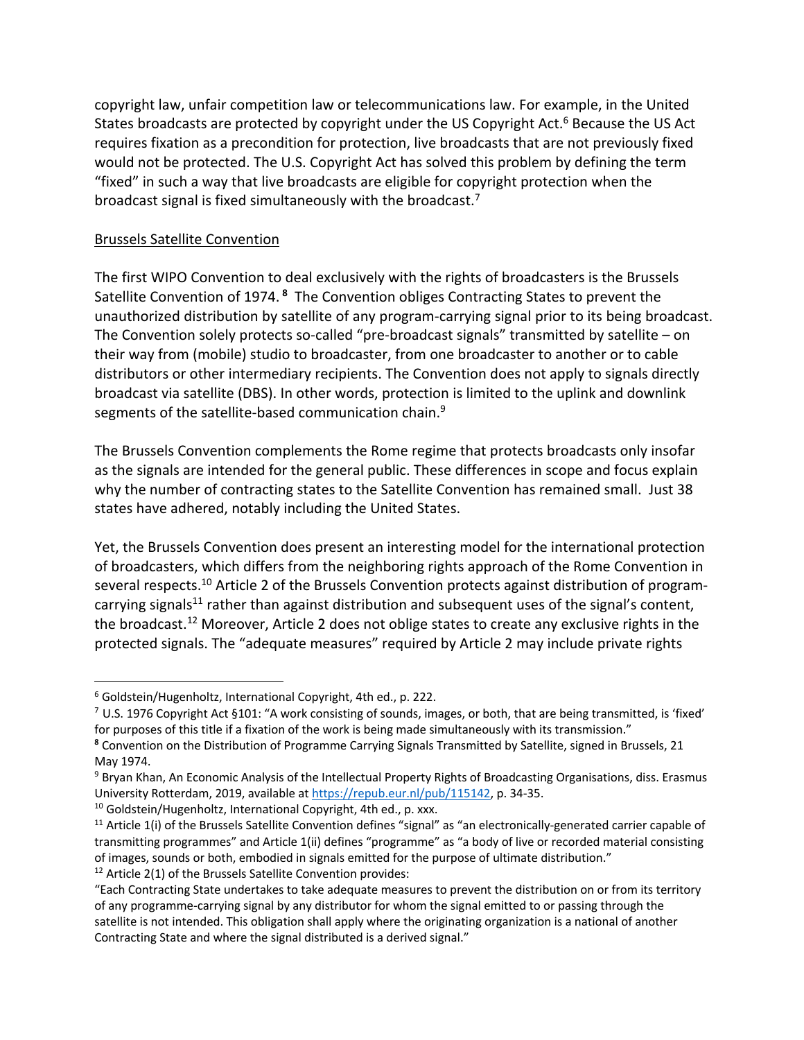copyright law, unfair competition law or telecommunications law. For example, in the United States broadcasts are protected by copyright under the US Copyright Act.[6] Because the US Act requires fixation as a precondition for protection, live broadcasts that are not previously fixed would not be protected. The U.S. Copyright Act has solved this problem by defining the term "fixed" in such a way that live broadcasts are eligible for copyright protection when the broadcast signal is fixed simultaneously with the broadcast.[7]

## Brussels Satellite Convention

The first WIPO Convention to deal exclusively with the rights of broadcasters is the Brussels Satellite Convention of 1974.[8] The Convention obliges Contracting States to prevent the unauthorized distribution by satellite of any program-carrying signal prior to its being broadcast. The Convention solely protects so-called "pre-broadcast signals" transmitted by satellite – on their way from (mobile) studio to broadcaster, from one broadcaster to another or to cable distributors or other intermediary recipients. The Convention does not apply to signals directly broadcast via satellite (DBS). In other words, protection is limited to the uplink and downlink segments of the satellite-based communication chain.[9]

The Brussels Convention complements the Rome regime that protects broadcasts only insofar as the signals are intended for the general public. These differences in scope and focus explain why the number of contracting states to the Satellite Convention has remained small. Just 38 states have adhered, notably including the United States.

Yet, the Brussels Convention does present an interesting model for the international protection of broadcasters, which differs from the neighboring rights approach of the Rome Convention in several respects.[10] Article 2 of the Brussels Convention protects against distribution of program-carrying signals[11] rather than against distribution and subsequent uses of the signal's content, the broadcast.[12] Moreover, Article 2 does not oblige states to create any exclusive rights in the protected signals. The "adequate measures" required by Article 2 may include private rights

---

[6] Goldstein/Hugenholtz, International Copyright, 4th ed., p. 222.

[7] U.S. 1976 Copyright Act §101: "A work consisting of sounds, images, or both, that are being transmitted, is 'fixed' for purposes of this title if a fixation of the work is being made simultaneously with its transmission."

[8] Convention on the Distribution of Programme Carrying Signals Transmitted by Satellite, signed in Brussels, 21 May 1974.

[9] Bryan Khan, An Economic Analysis of the Intellectual Property Rights of Broadcasting Organisations, diss. Erasmus University Rotterdam, 2019, available at https://repub.eur.nl/pub/115142, p. 34-35.

[10] Goldstein/Hugenholtz, International Copyright, 4th ed., p. xxx.

[11] Article 1(i) of the Brussels Satellite Convention defines "signal" as "an electronically-generated carrier capable of transmitting programmes" and Article 1(ii) defines "programme" as "a body of live or recorded material consisting of images, sounds or both, embodied in signals emitted for the purpose of ultimate distribution."

[12] Article 2(1) of the Brussels Satellite Convention provides:

"Each Contracting State undertakes to take adequate measures to prevent the distribution on or from its territory of any programme-carrying signal by any distributor for whom the signal emitted to or passing through the satellite is not intended. This obligation shall apply where the originating organization is a national of another Contracting State and where the signal distributed is a derived signal."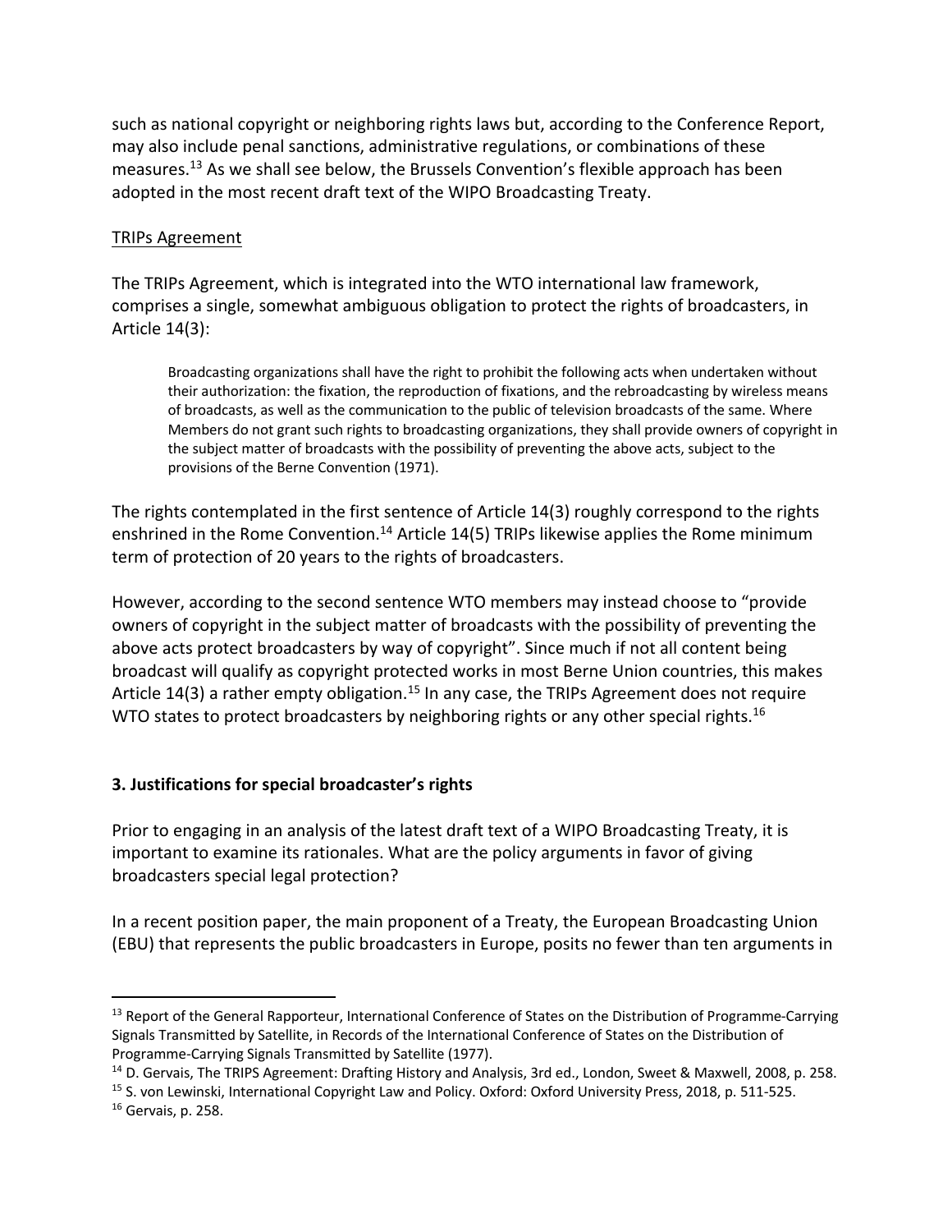such as national copyright or neighboring rights laws but, according to the Conference Report, may also include penal sanctions, administrative regulations, or combinations of these measures.[13] As we shall see below, the Brussels Convention's flexible approach has been adopted in the most recent draft text of the WIPO Broadcasting Treaty.

<u>TRIPs Agreement</u>

The TRIPs Agreement, which is integrated into the WTO international law framework, comprises a single, somewhat ambiguous obligation to protect the rights of broadcasters, in Article 14(3):

> Broadcasting organizations shall have the right to prohibit the following acts when undertaken without their authorization: the fixation, the reproduction of fixations, and the rebroadcasting by wireless means of broadcasts, as well as the communication to the public of television broadcasts of the same. Where Members do not grant such rights to broadcasting organizations, they shall provide owners of copyright in the subject matter of broadcasts with the possibility of preventing the above acts, subject to the provisions of the Berne Convention (1971).

The rights contemplated in the first sentence of Article 14(3) roughly correspond to the rights enshrined in the Rome Convention.[14] Article 14(5) TRIPs likewise applies the Rome minimum term of protection of 20 years to the rights of broadcasters.

However, according to the second sentence WTO members may instead choose to "provide owners of copyright in the subject matter of broadcasts with the possibility of preventing the above acts protect broadcasters by way of copyright". Since much if not all content being broadcast will qualify as copyright protected works in most Berne Union countries, this makes Article 14(3) a rather empty obligation.[15] In any case, the TRIPs Agreement does not require WTO states to protect broadcasters by neighboring rights or any other special rights.[16]

### 3. Justifications for special broadcaster's rights

Prior to engaging in an analysis of the latest draft text of a WIPO Broadcasting Treaty, it is important to examine its rationales. What are the policy arguments in favor of giving broadcasters special legal protection?

In a recent position paper, the main proponent of a Treaty, the European Broadcasting Union (EBU) that represents the public broadcasters in Europe, posits no fewer than ten arguments in

---

[13] Report of the General Rapporteur, International Conference of States on the Distribution of Programme-Carrying Signals Transmitted by Satellite, in Records of the International Conference of States on the Distribution of Programme-Carrying Signals Transmitted by Satellite (1977).

[14] D. Gervais, The TRIPS Agreement: Drafting History and Analysis, 3rd ed., London, Sweet & Maxwell, 2008, p. 258.

[15] S. von Lewinski, International Copyright Law and Policy. Oxford: Oxford University Press, 2018, p. 511-525.

[16] Gervais, p. 258.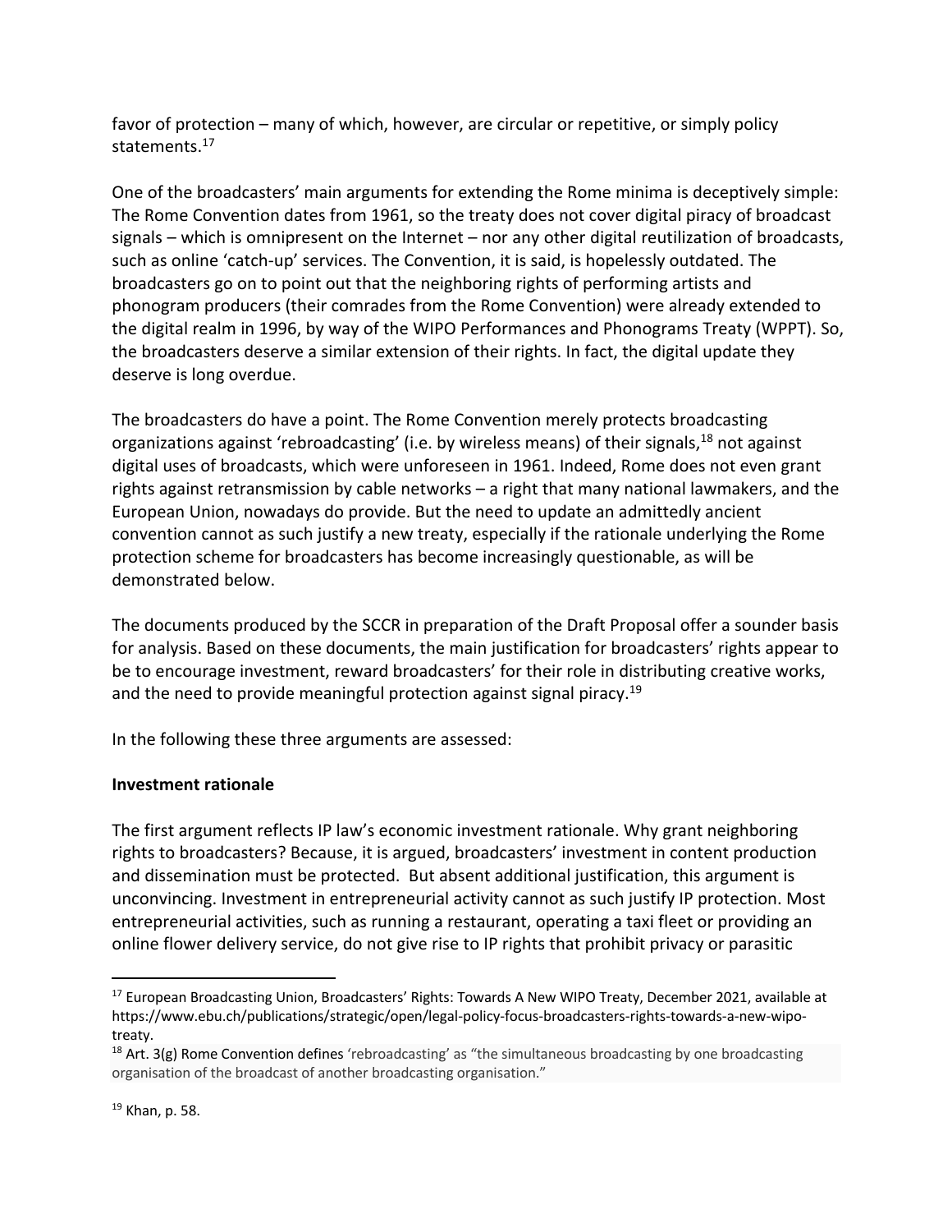favor of protection – many of which, however, are circular or repetitive, or simply policy statements.[17]

One of the broadcasters' main arguments for extending the Rome minima is deceptively simple: The Rome Convention dates from 1961, so the treaty does not cover digital piracy of broadcast signals – which is omnipresent on the Internet – nor any other digital reutilization of broadcasts, such as online 'catch-up' services. The Convention, it is said, is hopelessly outdated. The broadcasters go on to point out that the neighboring rights of performing artists and phonogram producers (their comrades from the Rome Convention) were already extended to the digital realm in 1996, by way of the WIPO Performances and Phonograms Treaty (WPPT). So, the broadcasters deserve a similar extension of their rights. In fact, the digital update they deserve is long overdue.

The broadcasters do have a point. The Rome Convention merely protects broadcasting organizations against 'rebroadcasting' (i.e. by wireless means) of their signals,[18] not against digital uses of broadcasts, which were unforeseen in 1961. Indeed, Rome does not even grant rights against retransmission by cable networks – a right that many national lawmakers, and the European Union, nowadays do provide. But the need to update an admittedly ancient convention cannot as such justify a new treaty, especially if the rationale underlying the Rome protection scheme for broadcasters has become increasingly questionable, as will be demonstrated below.

The documents produced by the SCCR in preparation of the Draft Proposal offer a sounder basis for analysis. Based on these documents, the main justification for broadcasters' rights appear to be to encourage investment, reward broadcasters' for their role in distributing creative works, and the need to provide meaningful protection against signal piracy.[19]

In the following these three arguments are assessed:

**Investment rationale**

The first argument reflects IP law's economic investment rationale. Why grant neighboring rights to broadcasters? Because, it is argued, broadcasters' investment in content production and dissemination must be protected. But absent additional justification, this argument is unconvincing. Investment in entrepreneurial activity cannot as such justify IP protection. Most entrepreneurial activities, such as running a restaurant, operating a taxi fleet or providing an online flower delivery service, do not give rise to IP rights that prohibit privacy or parasitic

---

[17] European Broadcasting Union, Broadcasters' Rights: Towards A New WIPO Treaty, December 2021, available at https://www.ebu.ch/publications/strategic/open/legal-policy-focus-broadcasters-rights-towards-a-new-wipo-treaty.

[18] Art. 3(g) Rome Convention defines 'rebroadcasting' as "the simultaneous broadcasting by one broadcasting organisation of the broadcast of another broadcasting organisation."

[19] Khan, p. 58.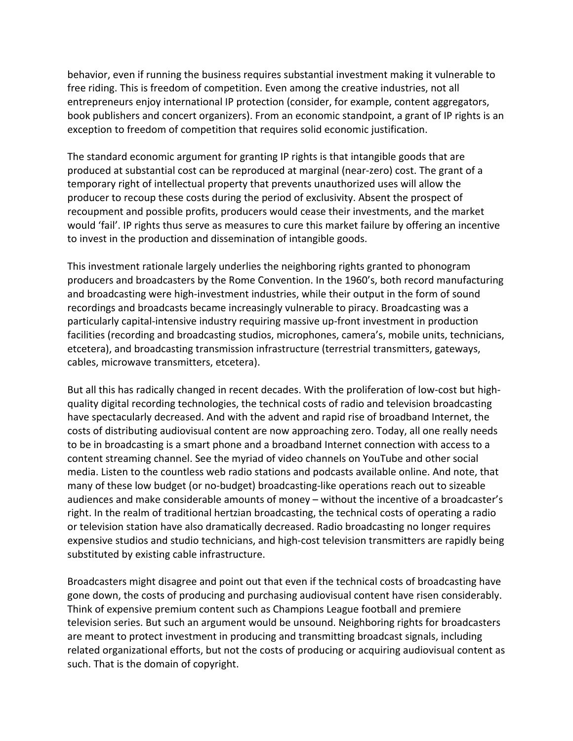behavior, even if running the business requires substantial investment making it vulnerable to free riding. This is freedom of competition. Even among the creative industries, not all entrepreneurs enjoy international IP protection (consider, for example, content aggregators, book publishers and concert organizers). From an economic standpoint, a grant of IP rights is an exception to freedom of competition that requires solid economic justification.

The standard economic argument for granting IP rights is that intangible goods that are produced at substantial cost can be reproduced at marginal (near-zero) cost. The grant of a temporary right of intellectual property that prevents unauthorized uses will allow the producer to recoup these costs during the period of exclusivity. Absent the prospect of recoupment and possible profits, producers would cease their investments, and the market would 'fail'. IP rights thus serve as measures to cure this market failure by offering an incentive to invest in the production and dissemination of intangible goods.

This investment rationale largely underlies the neighboring rights granted to phonogram producers and broadcasters by the Rome Convention. In the 1960's, both record manufacturing and broadcasting were high-investment industries, while their output in the form of sound recordings and broadcasts became increasingly vulnerable to piracy. Broadcasting was a particularly capital-intensive industry requiring massive up-front investment in production facilities (recording and broadcasting studios, microphones, camera's, mobile units, technicians, etcetera), and broadcasting transmission infrastructure (terrestrial transmitters, gateways, cables, microwave transmitters, etcetera).

But all this has radically changed in recent decades. With the proliferation of low-cost but high-quality digital recording technologies, the technical costs of radio and television broadcasting have spectacularly decreased. And with the advent and rapid rise of broadband Internet, the costs of distributing audiovisual content are now approaching zero. Today, all one really needs to be in broadcasting is a smart phone and a broadband Internet connection with access to a content streaming channel. See the myriad of video channels on YouTube and other social media. Listen to the countless web radio stations and podcasts available online. And note, that many of these low budget (or no-budget) broadcasting-like operations reach out to sizeable audiences and make considerable amounts of money – without the incentive of a broadcaster's right. In the realm of traditional hertzian broadcasting, the technical costs of operating a radio or television station have also dramatically decreased. Radio broadcasting no longer requires expensive studios and studio technicians, and high-cost television transmitters are rapidly being substituted by existing cable infrastructure.

Broadcasters might disagree and point out that even if the technical costs of broadcasting have gone down, the costs of producing and purchasing audiovisual content have risen considerably. Think of expensive premium content such as Champions League football and premiere television series. But such an argument would be unsound. Neighboring rights for broadcasters are meant to protect investment in producing and transmitting broadcast signals, including related organizational efforts, but not the costs of producing or acquiring audiovisual content as such. That is the domain of copyright.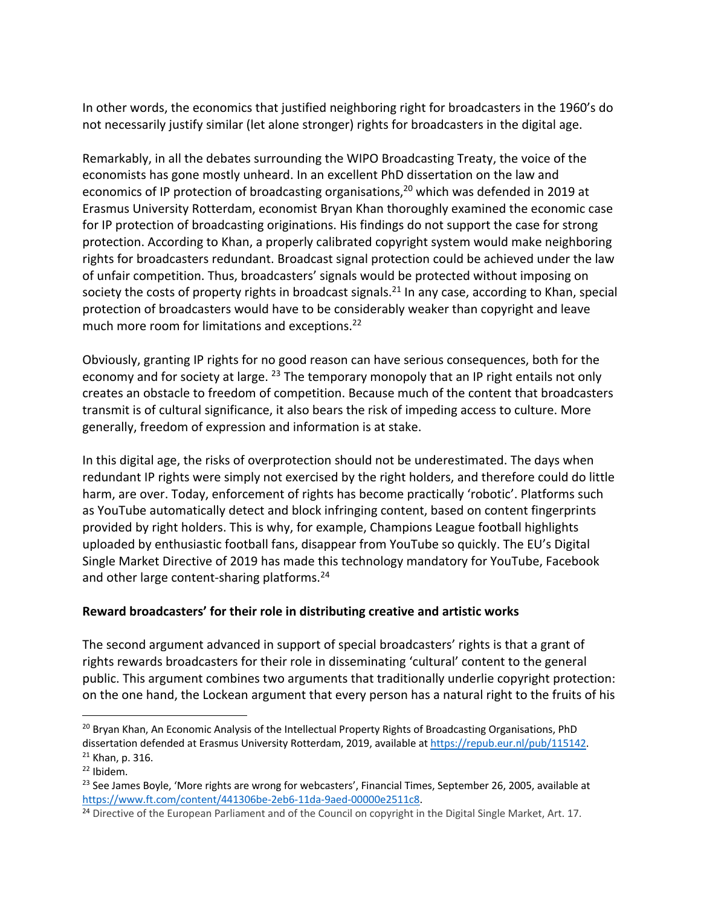In other words, the economics that justified neighboring right for broadcasters in the 1960's do not necessarily justify similar (let alone stronger) rights for broadcasters in the digital age.

Remarkably, in all the debates surrounding the WIPO Broadcasting Treaty, the voice of the economists has gone mostly unheard. In an excellent PhD dissertation on the law and economics of IP protection of broadcasting organisations,[20] which was defended in 2019 at Erasmus University Rotterdam, economist Bryan Khan thoroughly examined the economic case for IP protection of broadcasting originations. His findings do not support the case for strong protection. According to Khan, a properly calibrated copyright system would make neighboring rights for broadcasters redundant. Broadcast signal protection could be achieved under the law of unfair competition. Thus, broadcasters' signals would be protected without imposing on society the costs of property rights in broadcast signals.[21] In any case, according to Khan, special protection of broadcasters would have to be considerably weaker than copyright and leave much more room for limitations and exceptions.[22]

Obviously, granting IP rights for no good reason can have serious consequences, both for the economy and for society at large. [23] The temporary monopoly that an IP right entails not only creates an obstacle to freedom of competition. Because much of the content that broadcasters transmit is of cultural significance, it also bears the risk of impeding access to culture. More generally, freedom of expression and information is at stake.

In this digital age, the risks of overprotection should not be underestimated. The days when redundant IP rights were simply not exercised by the right holders, and therefore could do little harm, are over. Today, enforcement of rights has become practically 'robotic'. Platforms such as YouTube automatically detect and block infringing content, based on content fingerprints provided by right holders. This is why, for example, Champions League football highlights uploaded by enthusiastic football fans, disappear from YouTube so quickly. The EU's Digital Single Market Directive of 2019 has made this technology mandatory for YouTube, Facebook and other large content-sharing platforms.[24]

**Reward broadcasters' for their role in distributing creative and artistic works**

The second argument advanced in support of special broadcasters' rights is that a grant of rights rewards broadcasters for their role in disseminating 'cultural' content to the general public. This argument combines two arguments that traditionally underlie copyright protection: on the one hand, the Lockean argument that every person has a natural right to the fruits of his

---

[20] Bryan Khan, An Economic Analysis of the Intellectual Property Rights of Broadcasting Organisations, PhD dissertation defended at Erasmus University Rotterdam, 2019, available at https://repub.eur.nl/pub/115142.

[21] Khan, p. 316.

[22] Ibidem.

[23] See James Boyle, 'More rights are wrong for webcasters', Financial Times, September 26, 2005, available at https://www.ft.com/content/441306be-2eb6-11da-9aed-00000e2511c8.

[24] Directive of the European Parliament and of the Council on copyright in the Digital Single Market, Art. 17.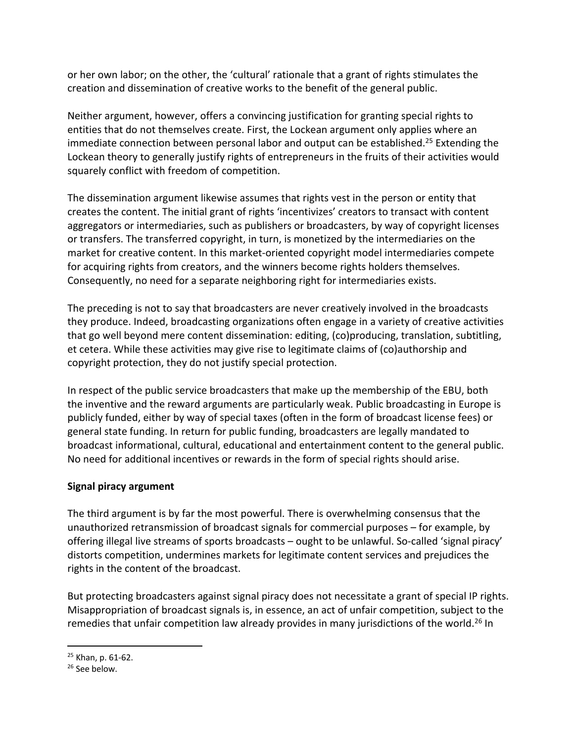or her own labor; on the other, the 'cultural' rationale that a grant of rights stimulates the creation and dissemination of creative works to the benefit of the general public.

Neither argument, however, offers a convincing justification for granting special rights to entities that do not themselves create. First, the Lockean argument only applies where an immediate connection between personal labor and output can be established.[25] Extending the Lockean theory to generally justify rights of entrepreneurs in the fruits of their activities would squarely conflict with freedom of competition.

The dissemination argument likewise assumes that rights vest in the person or entity that creates the content. The initial grant of rights 'incentivizes' creators to transact with content aggregators or intermediaries, such as publishers or broadcasters, by way of copyright licenses or transfers. The transferred copyright, in turn, is monetized by the intermediaries on the market for creative content. In this market-oriented copyright model intermediaries compete for acquiring rights from creators, and the winners become rights holders themselves. Consequently, no need for a separate neighboring right for intermediaries exists.

The preceding is not to say that broadcasters are never creatively involved in the broadcasts they produce. Indeed, broadcasting organizations often engage in a variety of creative activities that go well beyond mere content dissemination: editing, (co)producing, translation, subtitling, et cetera. While these activities may give rise to legitimate claims of (co)authorship and copyright protection, they do not justify special protection.

In respect of the public service broadcasters that make up the membership of the EBU, both the inventive and the reward arguments are particularly weak. Public broadcasting in Europe is publicly funded, either by way of special taxes (often in the form of broadcast license fees) or general state funding. In return for public funding, broadcasters are legally mandated to broadcast informational, cultural, educational and entertainment content to the general public. No need for additional incentives or rewards in the form of special rights should arise.

**Signal piracy argument**

The third argument is by far the most powerful. There is overwhelming consensus that the unauthorized retransmission of broadcast signals for commercial purposes – for example, by offering illegal live streams of sports broadcasts – ought to be unlawful. So-called 'signal piracy' distorts competition, undermines markets for legitimate content services and prejudices the rights in the content of the broadcast.

But protecting broadcasters against signal piracy does not necessitate a grant of special IP rights. Misappropriation of broadcast signals is, in essence, an act of unfair competition, subject to the remedies that unfair competition law already provides in many jurisdictions of the world.[26] In

---

[25] Khan, p. 61-62.

[26] See below.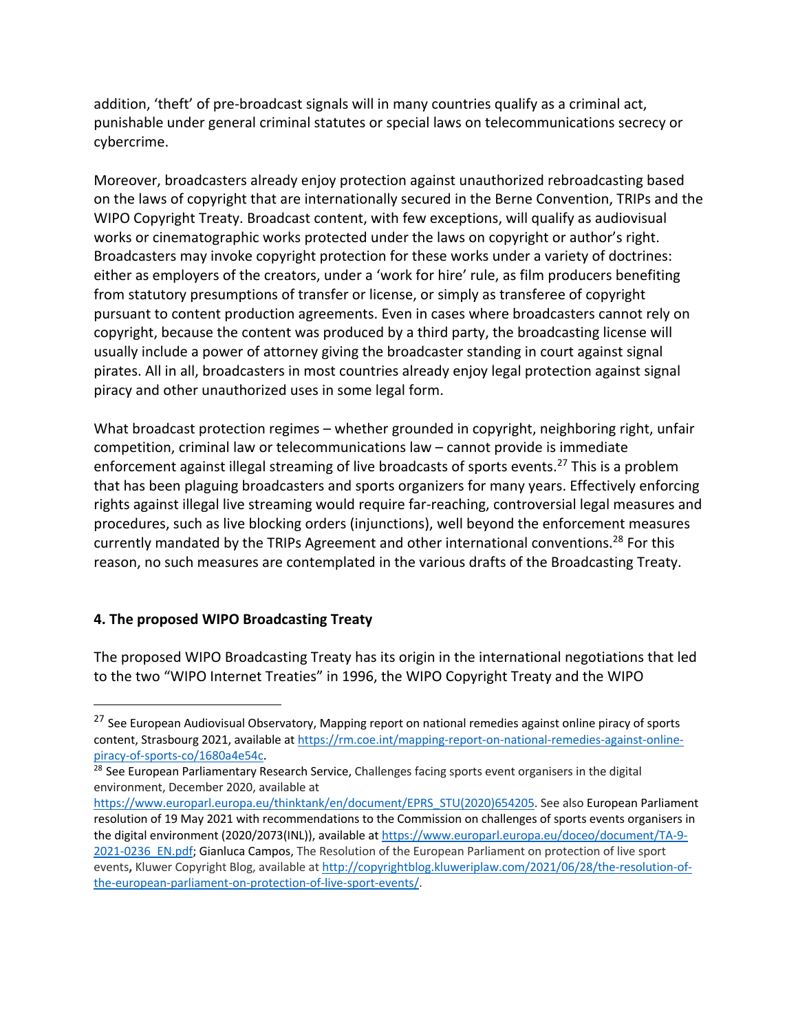addition, 'theft' of pre-broadcast signals will in many countries qualify as a criminal act, punishable under general criminal statutes or special laws on telecommunications secrecy or cybercrime.

Moreover, broadcasters already enjoy protection against unauthorized rebroadcasting based on the laws of copyright that are internationally secured in the Berne Convention, TRIPs and the WIPO Copyright Treaty. Broadcast content, with few exceptions, will qualify as audiovisual works or cinematographic works protected under the laws on copyright or author's right. Broadcasters may invoke copyright protection for these works under a variety of doctrines: either as employers of the creators, under a 'work for hire' rule, as film producers benefiting from statutory presumptions of transfer or license, or simply as transferee of copyright pursuant to content production agreements. Even in cases where broadcasters cannot rely on copyright, because the content was produced by a third party, the broadcasting license will usually include a power of attorney giving the broadcaster standing in court against signal pirates. All in all, broadcasters in most countries already enjoy legal protection against signal piracy and other unauthorized uses in some legal form.

What broadcast protection regimes – whether grounded in copyright, neighboring right, unfair competition, criminal law or telecommunications law – cannot provide is immediate enforcement against illegal streaming of live broadcasts of sports events.[27] This is a problem that has been plaguing broadcasters and sports organizers for many years. Effectively enforcing rights against illegal live streaming would require far-reaching, controversial legal measures and procedures, such as live blocking orders (injunctions), well beyond the enforcement measures currently mandated by the TRIPs Agreement and other international conventions.[28] For this reason, no such measures are contemplated in the various drafts of the Broadcasting Treaty.

## 4. The proposed WIPO Broadcasting Treaty

The proposed WIPO Broadcasting Treaty has its origin in the international negotiations that led to the two "WIPO Internet Treaties" in 1996, the WIPO Copyright Treaty and the WIPO

---

[27] See European Audiovisual Observatory, Mapping report on national remedies against online piracy of sports content, Strasbourg 2021, available at https://rm.coe.int/mapping-report-on-national-remedies-against-online-piracy-of-sports-co/1680a4e54c.

[28] See European Parliamentary Research Service, Challenges facing sports event organisers in the digital environment, December 2020, available at https://www.europarl.europa.eu/thinktank/en/document/EPRS_STU(2020)654205. See also European Parliament resolution of 19 May 2021 with recommendations to the Commission on challenges of sports events organisers in the digital environment (2020/2073(INL)), available at https://www.europarl.europa.eu/doceo/document/TA-9-2021-0236_EN.pdf; Gianluca Campos, The Resolution of the European Parliament on protection of live sport events, Kluwer Copyright Blog, available at http://copyrightblog.kluweriplaw.com/2021/06/28/the-resolution-of-the-european-parliament-on-protection-of-live-sport-events/.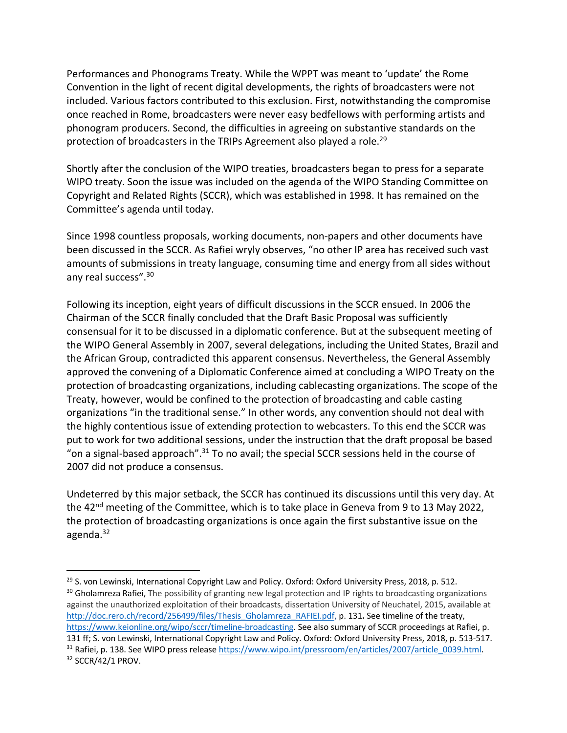Performances and Phonograms Treaty. While the WPPT was meant to 'update' the Rome Convention in the light of recent digital developments, the rights of broadcasters were not included. Various factors contributed to this exclusion. First, notwithstanding the compromise once reached in Rome, broadcasters were never easy bedfellows with performing artists and phonogram producers. Second, the difficulties in agreeing on substantive standards on the protection of broadcasters in the TRIPs Agreement also played a role.[29]

Shortly after the conclusion of the WIPO treaties, broadcasters began to press for a separate WIPO treaty. Soon the issue was included on the agenda of the WIPO Standing Committee on Copyright and Related Rights (SCCR), which was established in 1998. It has remained on the Committee's agenda until today.

Since 1998 countless proposals, working documents, non-papers and other documents have been discussed in the SCCR. As Rafiei wryly observes, "no other IP area has received such vast amounts of submissions in treaty language, consuming time and energy from all sides without any real success".[30]

Following its inception, eight years of difficult discussions in the SCCR ensued. In 2006 the Chairman of the SCCR finally concluded that the Draft Basic Proposal was sufficiently consensual for it to be discussed in a diplomatic conference. But at the subsequent meeting of the WIPO General Assembly in 2007, several delegations, including the United States, Brazil and the African Group, contradicted this apparent consensus. Nevertheless, the General Assembly approved the convening of a Diplomatic Conference aimed at concluding a WIPO Treaty on the protection of broadcasting organizations, including cablecasting organizations. The scope of the Treaty, however, would be confined to the protection of broadcasting and cable casting organizations "in the traditional sense." In other words, any convention should not deal with the highly contentious issue of extending protection to webcasters. To this end the SCCR was put to work for two additional sessions, under the instruction that the draft proposal be based "on a signal-based approach".[31] To no avail; the special SCCR sessions held in the course of 2007 did not produce a consensus.

Undeterred by this major setback, the SCCR has continued its discussions until this very day. At the 42nd meeting of the Committee, which is to take place in Geneva from 9 to 13 May 2022, the protection of broadcasting organizations is once again the first substantive issue on the agenda.[32]

---

[29] S. von Lewinski, International Copyright Law and Policy. Oxford: Oxford University Press, 2018, p. 512.

[30] Gholamreza Rafiei, The possibility of granting new legal protection and IP rights to broadcasting organizations against the unauthorized exploitation of their broadcasts, dissertation University of Neuchatel, 2015, available at http://doc.rero.ch/record/256499/files/Thesis_Gholamreza_RAFIEI.pdf, p. 131**.** See timeline of the treaty, https://www.keionline.org/wipo/sccr/timeline-broadcasting. See also summary of SCCR proceedings at Rafiei, p. 131 ff; S. von Lewinski, International Copyright Law and Policy. Oxford: Oxford University Press, 2018, p. 513-517.

[31] Rafiei, p. 138. See WIPO press release https://www.wipo.int/pressroom/en/articles/2007/article_0039.html.

[32] SCCR/42/1 PROV.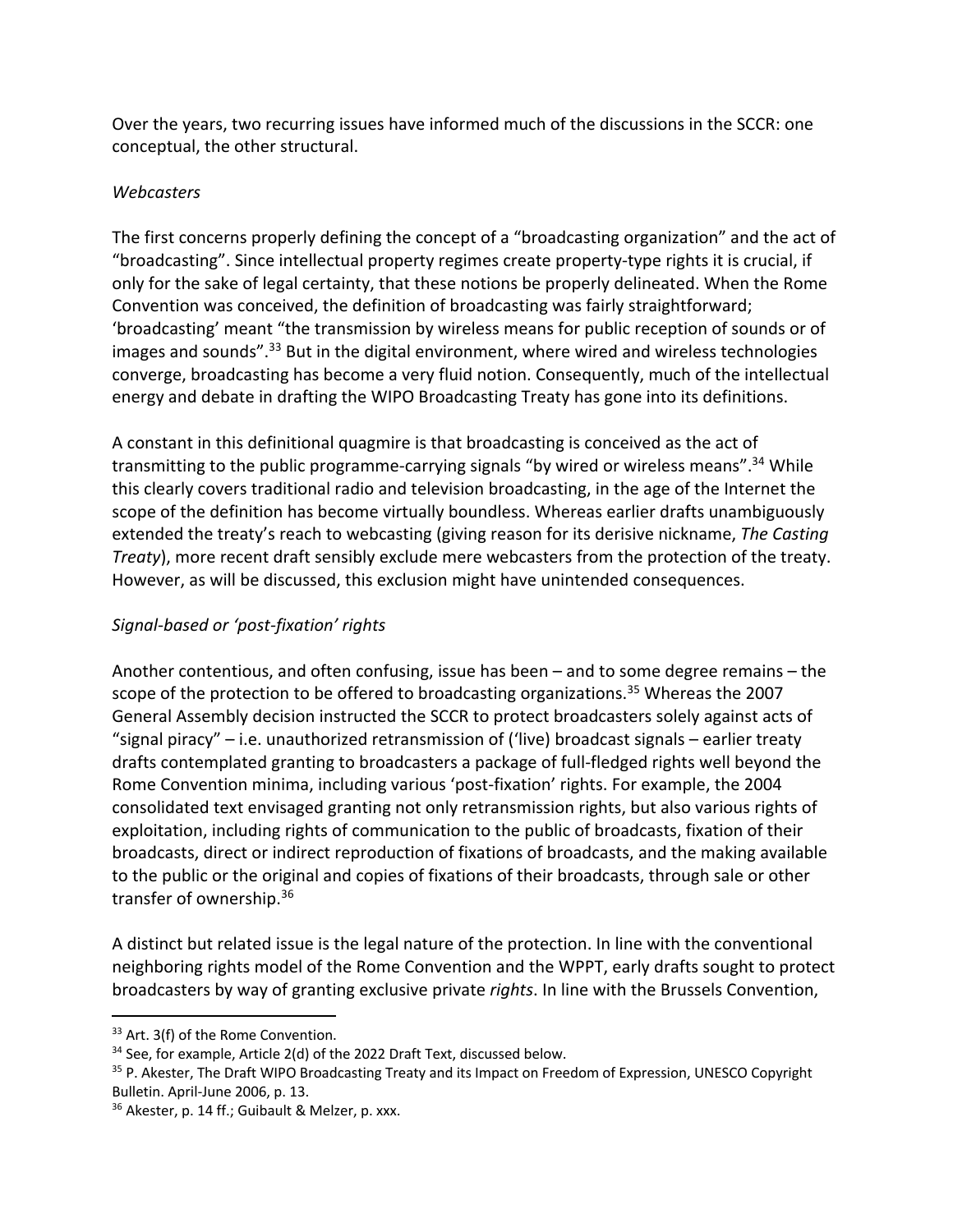Over the years, two recurring issues have informed much of the discussions in the SCCR: one conceptual, the other structural.

*Webcasters*

The first concerns properly defining the concept of a "broadcasting organization" and the act of "broadcasting". Since intellectual property regimes create property-type rights it is crucial, if only for the sake of legal certainty, that these notions be properly delineated. When the Rome Convention was conceived, the definition of broadcasting was fairly straightforward; 'broadcasting' meant "the transmission by wireless means for public reception of sounds or of images and sounds".[33] But in the digital environment, where wired and wireless technologies converge, broadcasting has become a very fluid notion. Consequently, much of the intellectual energy and debate in drafting the WIPO Broadcasting Treaty has gone into its definitions.

A constant in this definitional quagmire is that broadcasting is conceived as the act of transmitting to the public programme-carrying signals "by wired or wireless means".[34] While this clearly covers traditional radio and television broadcasting, in the age of the Internet the scope of the definition has become virtually boundless. Whereas earlier drafts unambiguously extended the treaty's reach to webcasting (giving reason for its derisive nickname, *The Casting Treaty*), more recent draft sensibly exclude mere webcasters from the protection of the treaty. However, as will be discussed, this exclusion might have unintended consequences.

*Signal-based or 'post-fixation' rights*

Another contentious, and often confusing, issue has been – and to some degree remains – the scope of the protection to be offered to broadcasting organizations.[35] Whereas the 2007 General Assembly decision instructed the SCCR to protect broadcasters solely against acts of "signal piracy" – i.e. unauthorized retransmission of ('live) broadcast signals – earlier treaty drafts contemplated granting to broadcasters a package of full-fledged rights well beyond the Rome Convention minima, including various 'post-fixation' rights. For example, the 2004 consolidated text envisaged granting not only retransmission rights, but also various rights of exploitation, including rights of communication to the public of broadcasts, fixation of their broadcasts, direct or indirect reproduction of fixations of broadcasts, and the making available to the public or the original and copies of fixations of their broadcasts, through sale or other transfer of ownership.[36]

A distinct but related issue is the legal nature of the protection. In line with the conventional neighboring rights model of the Rome Convention and the WPPT, early drafts sought to protect broadcasters by way of granting exclusive private *rights*. In line with the Brussels Convention,

---

[33] Art. 3(f) of the Rome Convention.

[34] See, for example, Article 2(d) of the 2022 Draft Text, discussed below.

[35] P. Akester, The Draft WIPO Broadcasting Treaty and its Impact on Freedom of Expression, UNESCO Copyright Bulletin. April-June 2006, p. 13.

[36] Akester, p. 14 ff.; Guibault & Melzer, p. xxx.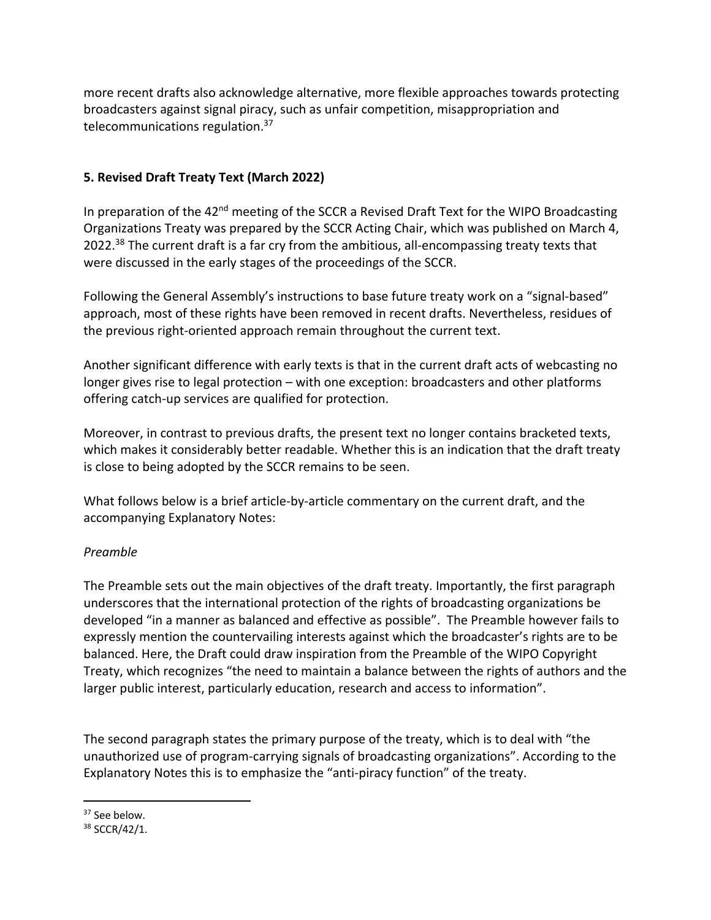more recent drafts also acknowledge alternative, more flexible approaches towards protecting broadcasters against signal piracy, such as unfair competition, misappropriation and telecommunications regulation.[37]

## 5. Revised Draft Treaty Text (March 2022)

In preparation of the 42nd meeting of the SCCR a Revised Draft Text for the WIPO Broadcasting Organizations Treaty was prepared by the SCCR Acting Chair, which was published on March 4, 2022.[38] The current draft is a far cry from the ambitious, all-encompassing treaty texts that were discussed in the early stages of the proceedings of the SCCR.

Following the General Assembly's instructions to base future treaty work on a "signal-based" approach, most of these rights have been removed in recent drafts. Nevertheless, residues of the previous right-oriented approach remain throughout the current text.

Another significant difference with early texts is that in the current draft acts of webcasting no longer gives rise to legal protection – with one exception: broadcasters and other platforms offering catch-up services are qualified for protection.

Moreover, in contrast to previous drafts, the present text no longer contains bracketed texts, which makes it considerably better readable. Whether this is an indication that the draft treaty is close to being adopted by the SCCR remains to be seen.

What follows below is a brief article-by-article commentary on the current draft, and the accompanying Explanatory Notes:

*Preamble*

The Preamble sets out the main objectives of the draft treaty. Importantly, the first paragraph underscores that the international protection of the rights of broadcasting organizations be developed "in a manner as balanced and effective as possible". The Preamble however fails to expressly mention the countervailing interests against which the broadcaster's rights are to be balanced. Here, the Draft could draw inspiration from the Preamble of the WIPO Copyright Treaty, which recognizes "the need to maintain a balance between the rights of authors and the larger public interest, particularly education, research and access to information".

The second paragraph states the primary purpose of the treaty, which is to deal with "the unauthorized use of program-carrying signals of broadcasting organizations". According to the Explanatory Notes this is to emphasize the "anti-piracy function" of the treaty.

---

[37] See below.

[38] SCCR/42/1.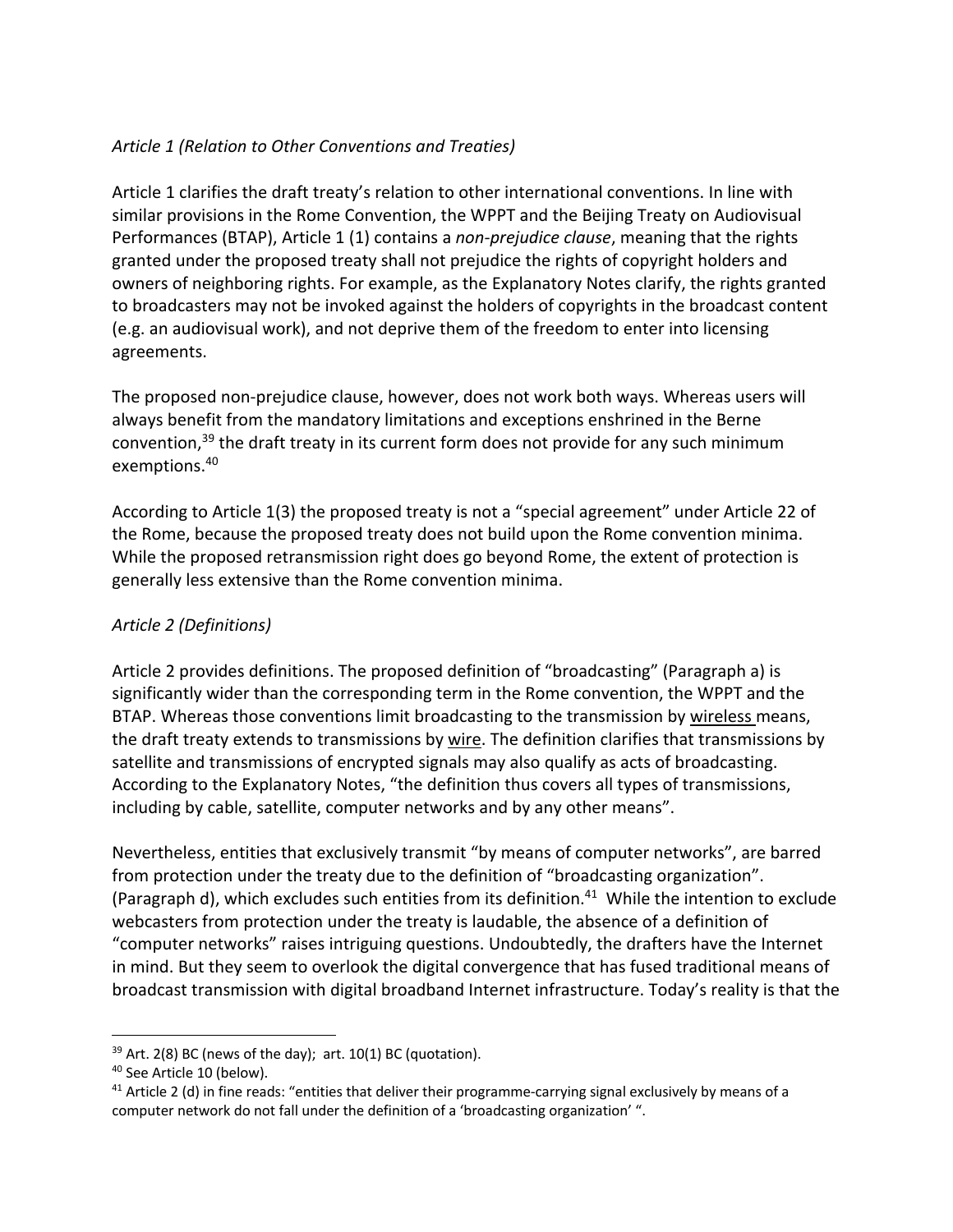*Article 1 (Relation to Other Conventions and Treaties)*

Article 1 clarifies the draft treaty's relation to other international conventions. In line with similar provisions in the Rome Convention, the WPPT and the Beijing Treaty on Audiovisual Performances (BTAP), Article 1 (1) contains a *non-prejudice clause*, meaning that the rights granted under the proposed treaty shall not prejudice the rights of copyright holders and owners of neighboring rights. For example, as the Explanatory Notes clarify, the rights granted to broadcasters may not be invoked against the holders of copyrights in the broadcast content (e.g. an audiovisual work), and not deprive them of the freedom to enter into licensing agreements.

The proposed non-prejudice clause, however, does not work both ways. Whereas users will always benefit from the mandatory limitations and exceptions enshrined in the Berne convention,[39] the draft treaty in its current form does not provide for any such minimum exemptions.[40]

According to Article 1(3) the proposed treaty is not a "special agreement" under Article 22 of the Rome, because the proposed treaty does not build upon the Rome convention minima. While the proposed retransmission right does go beyond Rome, the extent of protection is generally less extensive than the Rome convention minima.

*Article 2 (Definitions)*

Article 2 provides definitions. The proposed definition of "broadcasting" (Paragraph a) is significantly wider than the corresponding term in the Rome convention, the WPPT and the BTAP. Whereas those conventions limit broadcasting to the transmission by <u>wireless</u> means, the draft treaty extends to transmissions by <u>wire</u>. The definition clarifies that transmissions by satellite and transmissions of encrypted signals may also qualify as acts of broadcasting. According to the Explanatory Notes, "the definition thus covers all types of transmissions, including by cable, satellite, computer networks and by any other means".

Nevertheless, entities that exclusively transmit "by means of computer networks", are barred from protection under the treaty due to the definition of "broadcasting organization". (Paragraph d), which excludes such entities from its definition.[41] While the intention to exclude webcasters from protection under the treaty is laudable, the absence of a definition of "computer networks" raises intriguing questions. Undoubtedly, the drafters have the Internet in mind. But they seem to overlook the digital convergence that has fused traditional means of broadcast transmission with digital broadband Internet infrastructure. Today's reality is that the

---

[39] Art. 2(8) BC (news of the day); art. 10(1) BC (quotation).

[40] See Article 10 (below).

[41] Article 2 (d) in fine reads: "entities that deliver their programme-carrying signal exclusively by means of a computer network do not fall under the definition of a 'broadcasting organization' ".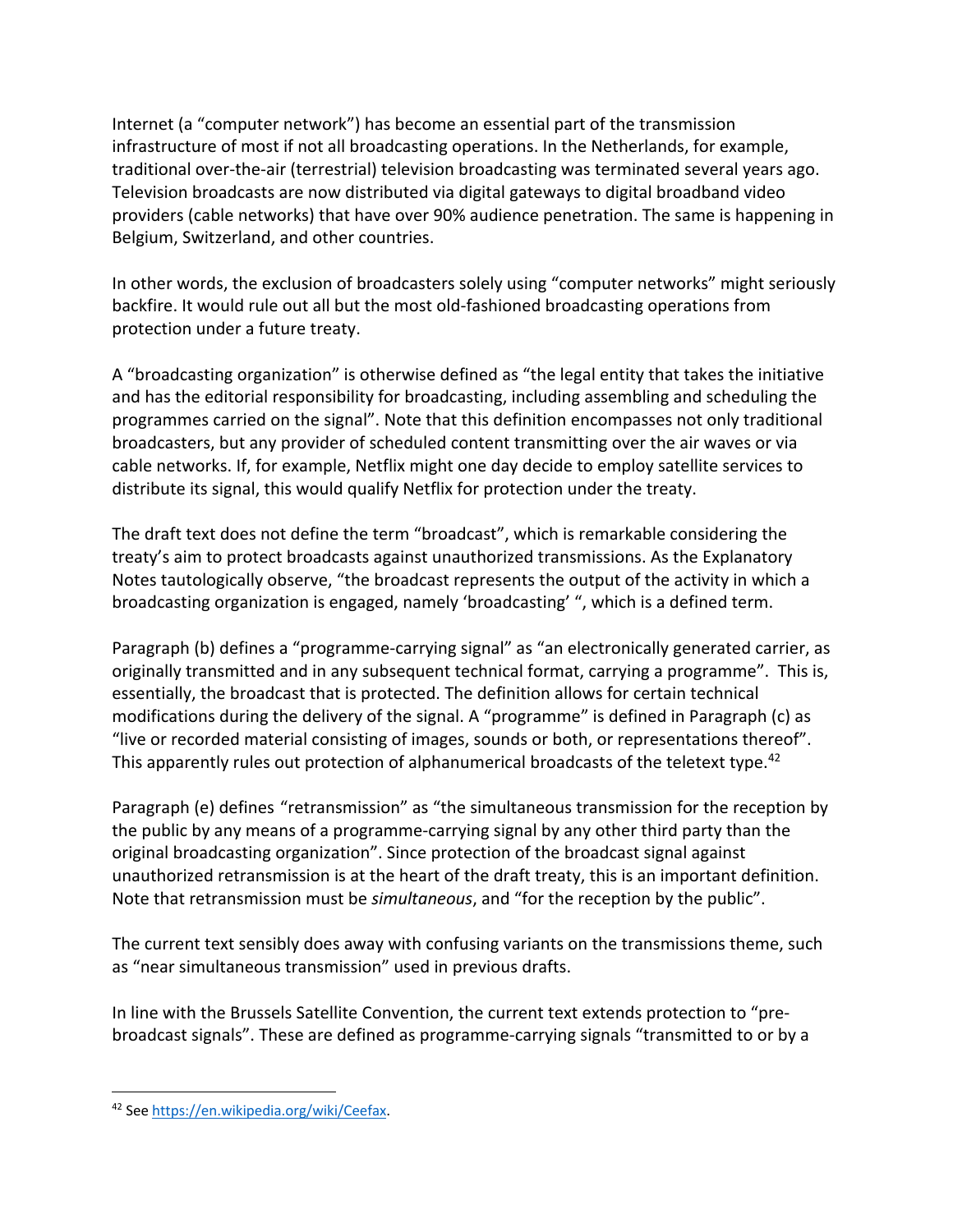Internet (a "computer network") has become an essential part of the transmission infrastructure of most if not all broadcasting operations. In the Netherlands, for example, traditional over-the-air (terrestrial) television broadcasting was terminated several years ago. Television broadcasts are now distributed via digital gateways to digital broadband video providers (cable networks) that have over 90% audience penetration. The same is happening in Belgium, Switzerland, and other countries.

In other words, the exclusion of broadcasters solely using "computer networks" might seriously backfire. It would rule out all but the most old-fashioned broadcasting operations from protection under a future treaty.

A "broadcasting organization" is otherwise defined as "the legal entity that takes the initiative and has the editorial responsibility for broadcasting, including assembling and scheduling the programmes carried on the signal". Note that this definition encompasses not only traditional broadcasters, but any provider of scheduled content transmitting over the air waves or via cable networks. If, for example, Netflix might one day decide to employ satellite services to distribute its signal, this would qualify Netflix for protection under the treaty.

The draft text does not define the term "broadcast", which is remarkable considering the treaty's aim to protect broadcasts against unauthorized transmissions. As the Explanatory Notes tautologically observe, "the broadcast represents the output of the activity in which a broadcasting organization is engaged, namely 'broadcasting' ", which is a defined term.

Paragraph (b) defines a "programme-carrying signal" as "an electronically generated carrier, as originally transmitted and in any subsequent technical format, carrying a programme". This is, essentially, the broadcast that is protected. The definition allows for certain technical modifications during the delivery of the signal. A "programme" is defined in Paragraph (c) as "live or recorded material consisting of images, sounds or both, or representations thereof". This apparently rules out protection of alphanumerical broadcasts of the teletext type.[42]

Paragraph (e) defines "retransmission" as "the simultaneous transmission for the reception by the public by any means of a programme-carrying signal by any other third party than the original broadcasting organization". Since protection of the broadcast signal against unauthorized retransmission is at the heart of the draft treaty, this is an important definition. Note that retransmission must be *simultaneous*, and "for the reception by the public".

The current text sensibly does away with confusing variants on the transmissions theme, such as "near simultaneous transmission" used in previous drafts.

In line with the Brussels Satellite Convention, the current text extends protection to "pre-broadcast signals". These are defined as programme-carrying signals "transmitted to or by a

---

[42] See https://en.wikipedia.org/wiki/Ceefax.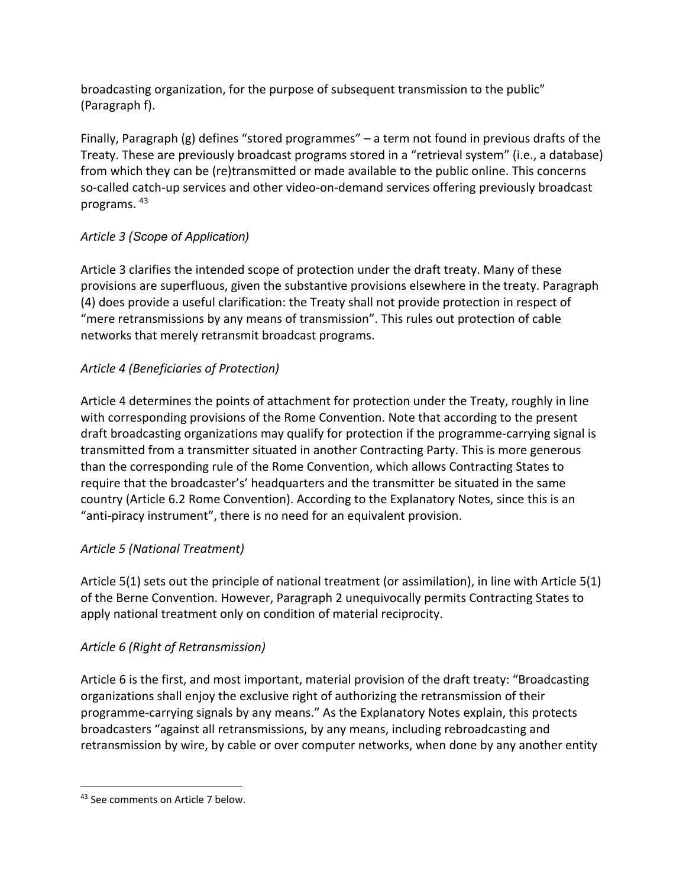broadcasting organization, for the purpose of subsequent transmission to the public" (Paragraph f).

Finally, Paragraph (g) defines "stored programmes" – a term not found in previous drafts of the Treaty. These are previously broadcast programs stored in a "retrieval system" (i.e., a database) from which they can be (re)transmitted or made available to the public online. This concerns so-called catch-up services and other video-on-demand services offering previously broadcast programs.[43]

*Article 3 (Scope of Application)*

Article 3 clarifies the intended scope of protection under the draft treaty. Many of these provisions are superfluous, given the substantive provisions elsewhere in the treaty. Paragraph (4) does provide a useful clarification: the Treaty shall not provide protection in respect of "mere retransmissions by any means of transmission". This rules out protection of cable networks that merely retransmit broadcast programs.

*Article 4 (Beneficiaries of Protection)*

Article 4 determines the points of attachment for protection under the Treaty, roughly in line with corresponding provisions of the Rome Convention. Note that according to the present draft broadcasting organizations may qualify for protection if the programme-carrying signal is transmitted from a transmitter situated in another Contracting Party. This is more generous than the corresponding rule of the Rome Convention, which allows Contracting States to require that the broadcaster's' headquarters and the transmitter be situated in the same country (Article 6.2 Rome Convention). According to the Explanatory Notes, since this is an "anti-piracy instrument", there is no need for an equivalent provision.

*Article 5 (National Treatment)*

Article 5(1) sets out the principle of national treatment (or assimilation), in line with Article 5(1) of the Berne Convention. However, Paragraph 2 unequivocally permits Contracting States to apply national treatment only on condition of material reciprocity.

*Article 6 (Right of Retransmission)*

Article 6 is the first, and most important, material provision of the draft treaty: "Broadcasting organizations shall enjoy the exclusive right of authorizing the retransmission of their programme-carrying signals by any means." As the Explanatory Notes explain, this protects broadcasters "against all retransmissions, by any means, including rebroadcasting and retransmission by wire, by cable or over computer networks, when done by any another entity

---

[43] See comments on Article 7 below.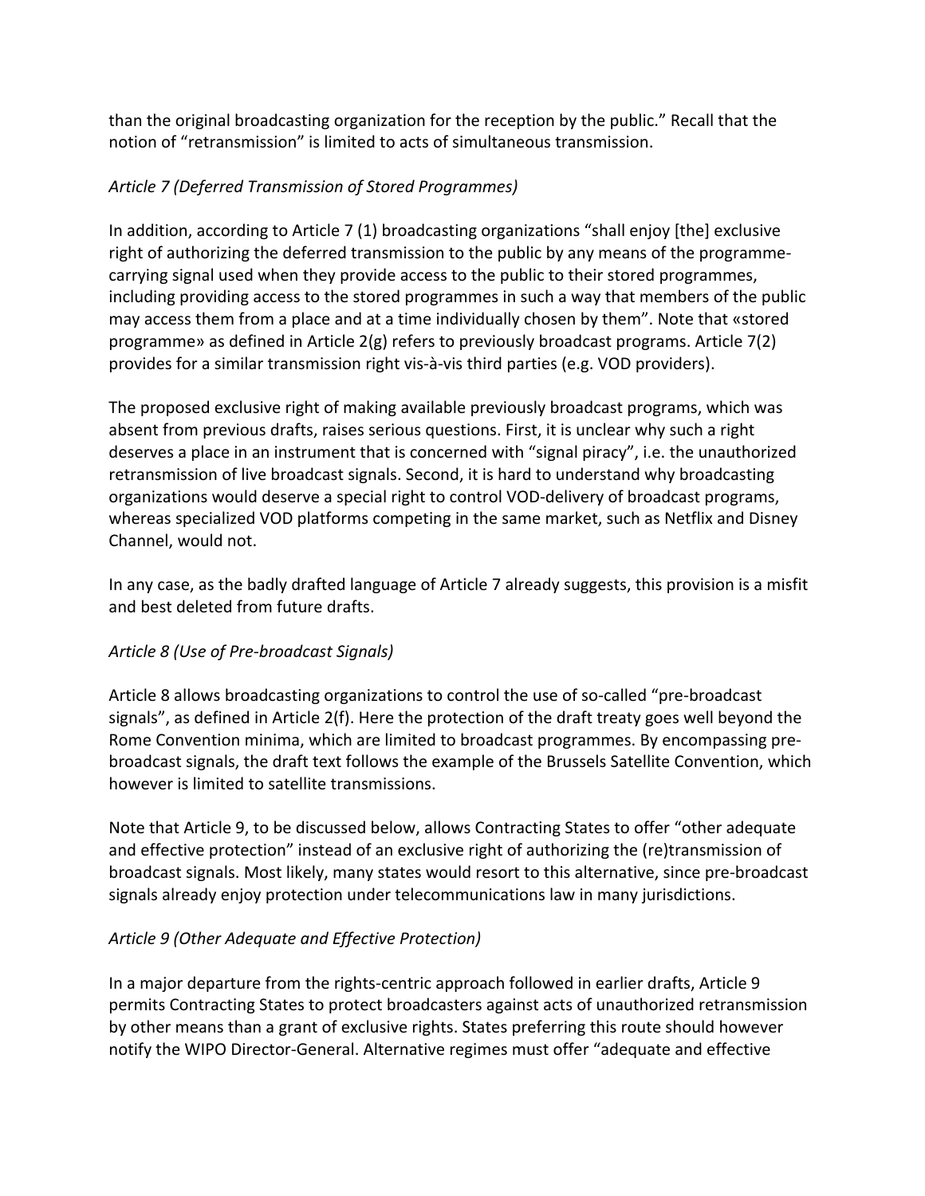than the original broadcasting organization for the reception by the public." Recall that the notion of "retransmission" is limited to acts of simultaneous transmission.

*Article 7 (Deferred Transmission of Stored Programmes)*

In addition, according to Article 7 (1) broadcasting organizations "shall enjoy [the] exclusive right of authorizing the deferred transmission to the public by any means of the programme-carrying signal used when they provide access to the public to their stored programmes, including providing access to the stored programmes in such a way that members of the public may access them from a place and at a time individually chosen by them". Note that «stored programme» as defined in Article 2(g) refers to previously broadcast programs. Article 7(2) provides for a similar transmission right vis-à-vis third parties (e.g. VOD providers).

The proposed exclusive right of making available previously broadcast programs, which was absent from previous drafts, raises serious questions. First, it is unclear why such a right deserves a place in an instrument that is concerned with "signal piracy", i.e. the unauthorized retransmission of live broadcast signals. Second, it is hard to understand why broadcasting organizations would deserve a special right to control VOD-delivery of broadcast programs, whereas specialized VOD platforms competing in the same market, such as Netflix and Disney Channel, would not.

In any case, as the badly drafted language of Article 7 already suggests, this provision is a misfit and best deleted from future drafts.

*Article 8 (Use of Pre-broadcast Signals)*

Article 8 allows broadcasting organizations to control the use of so-called "pre-broadcast signals", as defined in Article 2(f). Here the protection of the draft treaty goes well beyond the Rome Convention minima, which are limited to broadcast programmes. By encompassing pre-broadcast signals, the draft text follows the example of the Brussels Satellite Convention, which however is limited to satellite transmissions.

Note that Article 9, to be discussed below, allows Contracting States to offer "other adequate and effective protection" instead of an exclusive right of authorizing the (re)transmission of broadcast signals. Most likely, many states would resort to this alternative, since pre-broadcast signals already enjoy protection under telecommunications law in many jurisdictions.

*Article 9 (Other Adequate and Effective Protection)*

In a major departure from the rights-centric approach followed in earlier drafts, Article 9 permits Contracting States to protect broadcasters against acts of unauthorized retransmission by other means than a grant of exclusive rights. States preferring this route should however notify the WIPO Director-General. Alternative regimes must offer "adequate and effective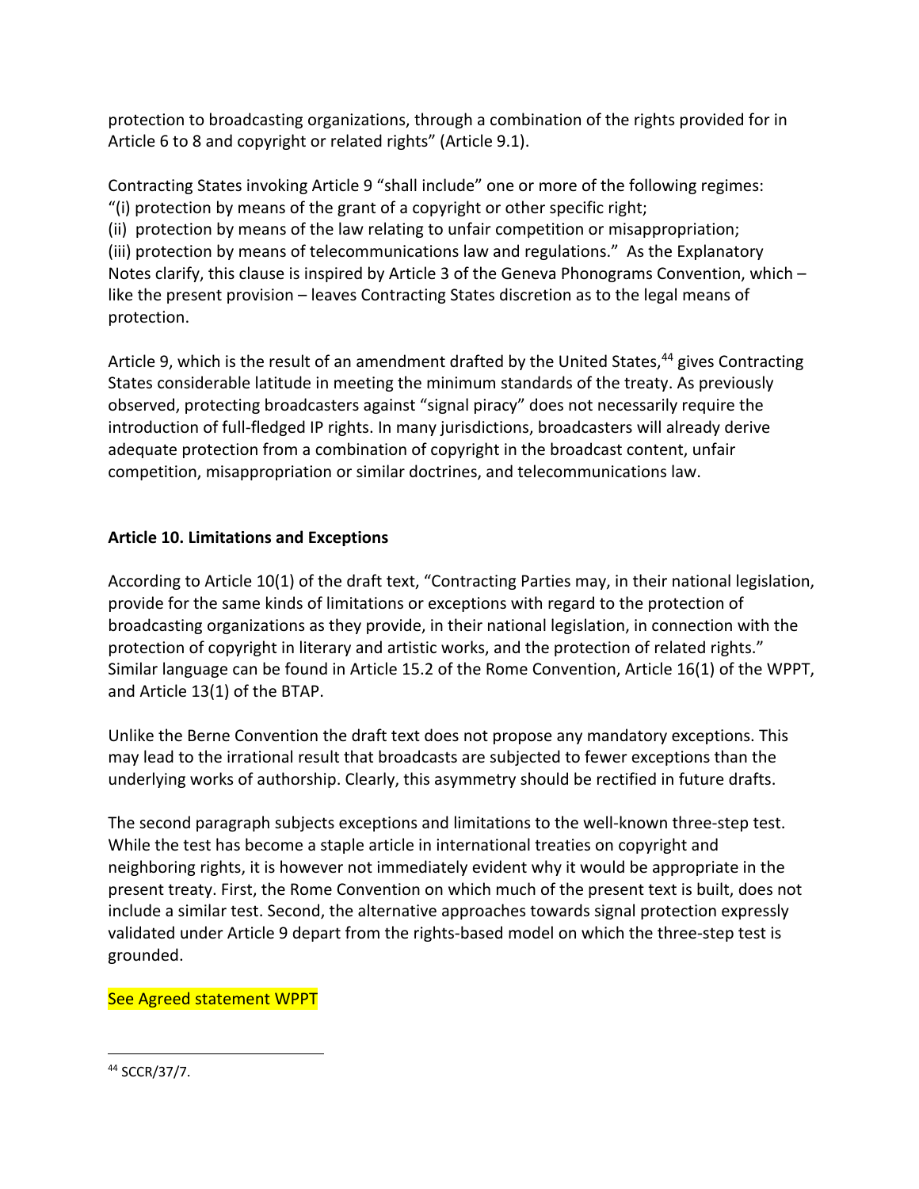protection to broadcasting organizations, through a combination of the rights provided for in Article 6 to 8 and copyright or related rights" (Article 9.1).

Contracting States invoking Article 9 "shall include" one or more of the following regimes:
"(i) protection by means of the grant of a copyright or other specific right;
(ii) protection by means of the law relating to unfair competition or misappropriation;
(iii) protection by means of telecommunications law and regulations." As the Explanatory Notes clarify, this clause is inspired by Article 3 of the Geneva Phonograms Convention, which – like the present provision – leaves Contracting States discretion as to the legal means of protection.

Article 9, which is the result of an amendment drafted by the United States,[44] gives Contracting States considerable latitude in meeting the minimum standards of the treaty. As previously observed, protecting broadcasters against "signal piracy" does not necessarily require the introduction of full-fledged IP rights. In many jurisdictions, broadcasters will already derive adequate protection from a combination of copyright in the broadcast content, unfair competition, misappropriation or similar doctrines, and telecommunications law.

**Article 10. Limitations and Exceptions**

According to Article 10(1) of the draft text, "Contracting Parties may, in their national legislation, provide for the same kinds of limitations or exceptions with regard to the protection of broadcasting organizations as they provide, in their national legislation, in connection with the protection of copyright in literary and artistic works, and the protection of related rights." Similar language can be found in Article 15.2 of the Rome Convention, Article 16(1) of the WPPT, and Article 13(1) of the BTAP.

Unlike the Berne Convention the draft text does not propose any mandatory exceptions. This may lead to the irrational result that broadcasts are subjected to fewer exceptions than the underlying works of authorship. Clearly, this asymmetry should be rectified in future drafts.

The second paragraph subjects exceptions and limitations to the well-known three-step test. While the test has become a staple article in international treaties on copyright and neighboring rights, it is however not immediately evident why it would be appropriate in the present treaty. First, the Rome Convention on which much of the present text is built, does not include a similar test. Second, the alternative approaches towards signal protection expressly validated under Article 9 depart from the rights-based model on which the three-step test is grounded.

See Agreed statement WPPT

[44] SCCR/37/7.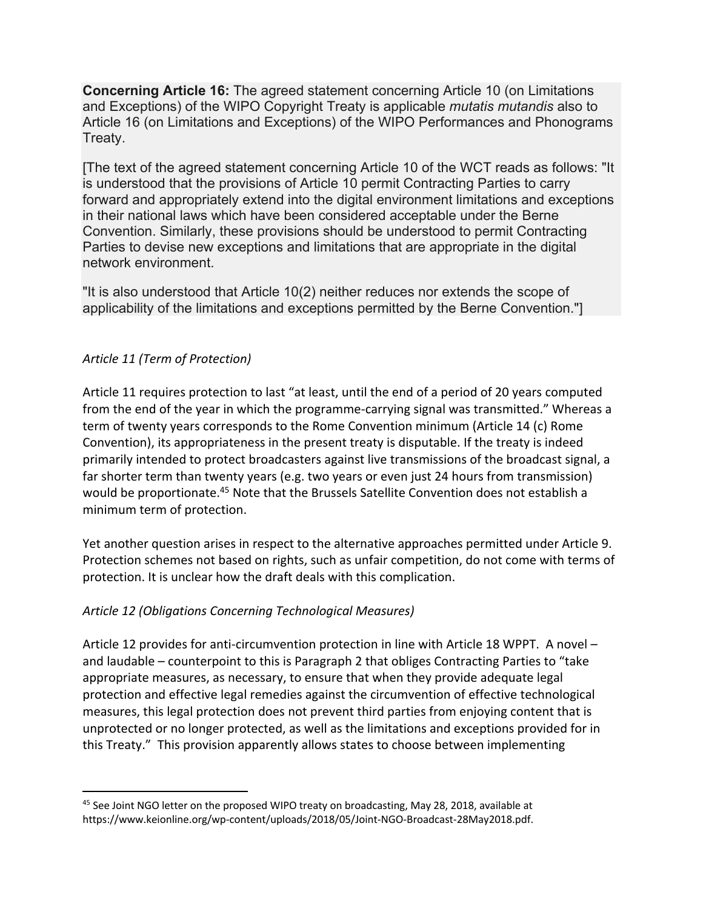**Concerning Article 16:** The agreed statement concerning Article 10 (on Limitations and Exceptions) of the WIPO Copyright Treaty is applicable *mutatis mutandis* also to Article 16 (on Limitations and Exceptions) of the WIPO Performances and Phonograms Treaty.

[The text of the agreed statement concerning Article 10 of the WCT reads as follows: "It is understood that the provisions of Article 10 permit Contracting Parties to carry forward and appropriately extend into the digital environment limitations and exceptions in their national laws which have been considered acceptable under the Berne Convention. Similarly, these provisions should be understood to permit Contracting Parties to devise new exceptions and limitations that are appropriate in the digital network environment.

"It is also understood that Article 10(2) neither reduces nor extends the scope of applicability of the limitations and exceptions permitted by the Berne Convention."]

*Article 11 (Term of Protection)*

Article 11 requires protection to last "at least, until the end of a period of 20 years computed from the end of the year in which the programme-carrying signal was transmitted." Whereas a term of twenty years corresponds to the Rome Convention minimum (Article 14 (c) Rome Convention), its appropriateness in the present treaty is disputable. If the treaty is indeed primarily intended to protect broadcasters against live transmissions of the broadcast signal, a far shorter term than twenty years (e.g. two years or even just 24 hours from transmission) would be proportionate.[45] Note that the Brussels Satellite Convention does not establish a minimum term of protection.

Yet another question arises in respect to the alternative approaches permitted under Article 9. Protection schemes not based on rights, such as unfair competition, do not come with terms of protection. It is unclear how the draft deals with this complication.

*Article 12 (Obligations Concerning Technological Measures)*

Article 12 provides for anti-circumvention protection in line with Article 18 WPPT. A novel – and laudable – counterpoint to this is Paragraph 2 that obliges Contracting Parties to "take appropriate measures, as necessary, to ensure that when they provide adequate legal protection and effective legal remedies against the circumvention of effective technological measures, this legal protection does not prevent third parties from enjoying content that is unprotected or no longer protected, as well as the limitations and exceptions provided for in this Treaty." This provision apparently allows states to choose between implementing

[45] See Joint NGO letter on the proposed WIPO treaty on broadcasting, May 28, 2018, available at https://www.keionline.org/wp-content/uploads/2018/05/Joint-NGO-Broadcast-28May2018.pdf.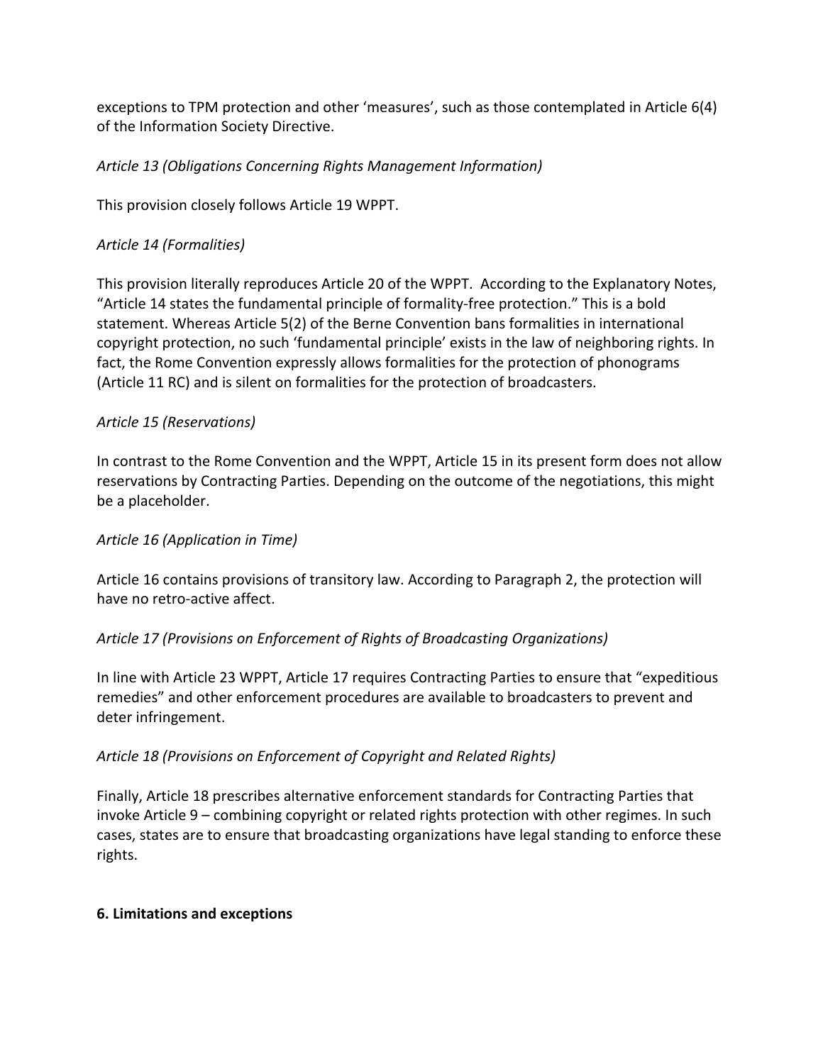exceptions to TPM protection and other 'measures', such as those contemplated in Article 6(4) of the Information Society Directive.

*Article 13 (Obligations Concerning Rights Management Information)*

This provision closely follows Article 19 WPPT.

*Article 14 (Formalities)*

This provision literally reproduces Article 20 of the WPPT. According to the Explanatory Notes, "Article 14 states the fundamental principle of formality-free protection." This is a bold statement. Whereas Article 5(2) of the Berne Convention bans formalities in international copyright protection, no such 'fundamental principle' exists in the law of neighboring rights. In fact, the Rome Convention expressly allows formalities for the protection of phonograms (Article 11 RC) and is silent on formalities for the protection of broadcasters.

*Article 15 (Reservations)*

In contrast to the Rome Convention and the WPPT, Article 15 in its present form does not allow reservations by Contracting Parties. Depending on the outcome of the negotiations, this might be a placeholder.

*Article 16 (Application in Time)*

Article 16 contains provisions of transitory law. According to Paragraph 2, the protection will have no retro-active affect.

*Article 17 (Provisions on Enforcement of Rights of Broadcasting Organizations)*

In line with Article 23 WPPT, Article 17 requires Contracting Parties to ensure that "expeditious remedies" and other enforcement procedures are available to broadcasters to prevent and deter infringement.

*Article 18 (Provisions on Enforcement of Copyright and Related Rights)*

Finally, Article 18 prescribes alternative enforcement standards for Contracting Parties that invoke Article 9 – combining copyright or related rights protection with other regimes. In such cases, states are to ensure that broadcasting organizations have legal standing to enforce these rights.

**6. Limitations and exceptions**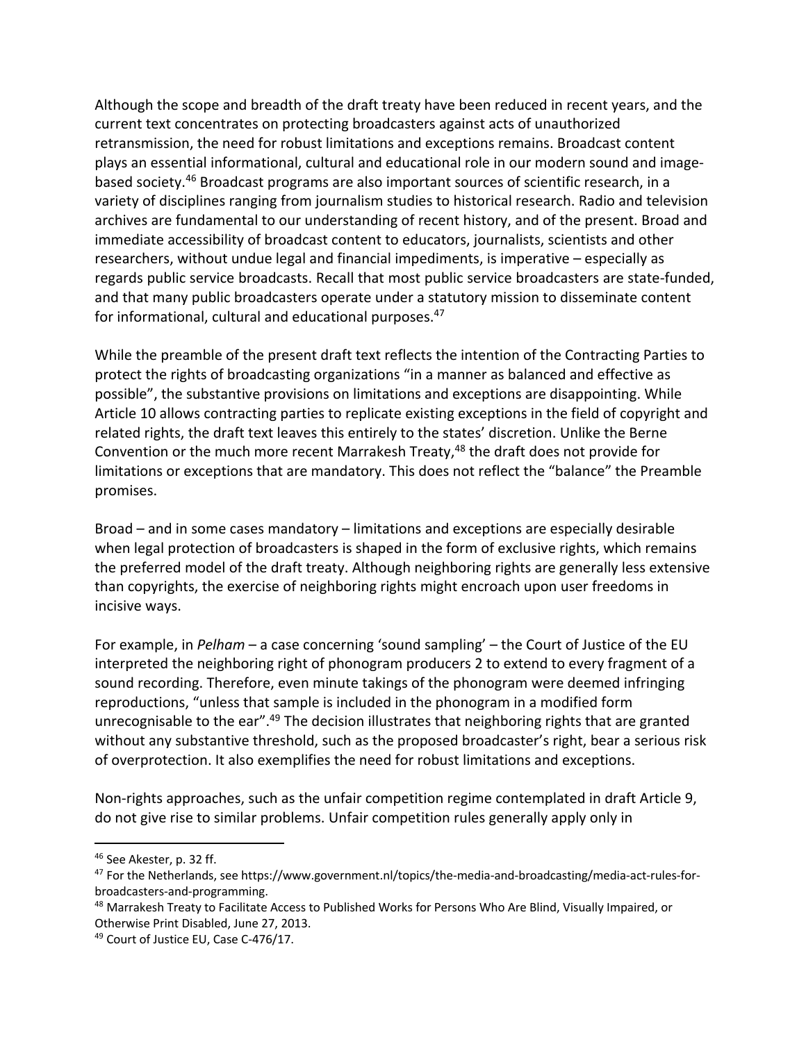Although the scope and breadth of the draft treaty have been reduced in recent years, and the current text concentrates on protecting broadcasters against acts of unauthorized retransmission, the need for robust limitations and exceptions remains. Broadcast content plays an essential informational, cultural and educational role in our modern sound and image-based society.[46] Broadcast programs are also important sources of scientific research, in a variety of disciplines ranging from journalism studies to historical research. Radio and television archives are fundamental to our understanding of recent history, and of the present. Broad and immediate accessibility of broadcast content to educators, journalists, scientists and other researchers, without undue legal and financial impediments, is imperative – especially as regards public service broadcasts. Recall that most public service broadcasters are state-funded, and that many public broadcasters operate under a statutory mission to disseminate content for informational, cultural and educational purposes.[47]

While the preamble of the present draft text reflects the intention of the Contracting Parties to protect the rights of broadcasting organizations "in a manner as balanced and effective as possible", the substantive provisions on limitations and exceptions are disappointing. While Article 10 allows contracting parties to replicate existing exceptions in the field of copyright and related rights, the draft text leaves this entirely to the states' discretion. Unlike the Berne Convention or the much more recent Marrakesh Treaty,[48] the draft does not provide for limitations or exceptions that are mandatory. This does not reflect the "balance" the Preamble promises.

Broad – and in some cases mandatory – limitations and exceptions are especially desirable when legal protection of broadcasters is shaped in the form of exclusive rights, which remains the preferred model of the draft treaty. Although neighboring rights are generally less extensive than copyrights, the exercise of neighboring rights might encroach upon user freedoms in incisive ways.

For example, in *Pelham* – a case concerning 'sound sampling' – the Court of Justice of the EU interpreted the neighboring right of phonogram producers 2 to extend to every fragment of a sound recording. Therefore, even minute takings of the phonogram were deemed infringing reproductions, "unless that sample is included in the phonogram in a modified form unrecognisable to the ear".[49] The decision illustrates that neighboring rights that are granted without any substantive threshold, such as the proposed broadcaster's right, bear a serious risk of overprotection. It also exemplifies the need for robust limitations and exceptions.

Non-rights approaches, such as the unfair competition regime contemplated in draft Article 9, do not give rise to similar problems. Unfair competition rules generally apply only in

---

[46] See Akester, p. 32 ff.

[47] For the Netherlands, see https://www.government.nl/topics/the-media-and-broadcasting/media-act-rules-for-broadcasters-and-programming.

[48] Marrakesh Treaty to Facilitate Access to Published Works for Persons Who Are Blind, Visually Impaired, or Otherwise Print Disabled, June 27, 2013.

[49] Court of Justice EU, Case C-476/17.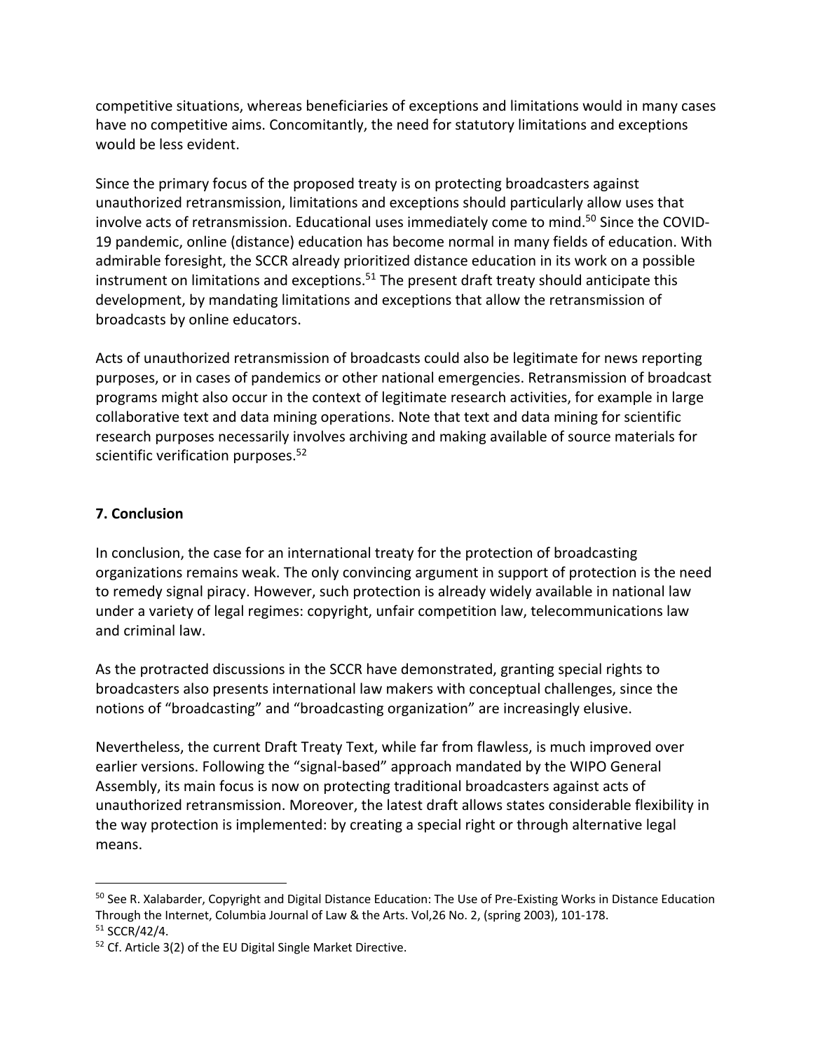competitive situations, whereas beneficiaries of exceptions and limitations would in many cases have no competitive aims. Concomitantly, the need for statutory limitations and exceptions would be less evident.

Since the primary focus of the proposed treaty is on protecting broadcasters against unauthorized retransmission, limitations and exceptions should particularly allow uses that involve acts of retransmission. Educational uses immediately come to mind.[50] Since the COVID-19 pandemic, online (distance) education has become normal in many fields of education. With admirable foresight, the SCCR already prioritized distance education in its work on a possible instrument on limitations and exceptions.[51] The present draft treaty should anticipate this development, by mandating limitations and exceptions that allow the retransmission of broadcasts by online educators.

Acts of unauthorized retransmission of broadcasts could also be legitimate for news reporting purposes, or in cases of pandemics or other national emergencies. Retransmission of broadcast programs might also occur in the context of legitimate research activities, for example in large collaborative text and data mining operations. Note that text and data mining for scientific research purposes necessarily involves archiving and making available of source materials for scientific verification purposes.[52]

## 7. Conclusion

In conclusion, the case for an international treaty for the protection of broadcasting organizations remains weak. The only convincing argument in support of protection is the need to remedy signal piracy. However, such protection is already widely available in national law under a variety of legal regimes: copyright, unfair competition law, telecommunications law and criminal law.

As the protracted discussions in the SCCR have demonstrated, granting special rights to broadcasters also presents international law makers with conceptual challenges, since the notions of "broadcasting" and "broadcasting organization" are increasingly elusive.

Nevertheless, the current Draft Treaty Text, while far from flawless, is much improved over earlier versions. Following the "signal-based" approach mandated by the WIPO General Assembly, its main focus is now on protecting traditional broadcasters against acts of unauthorized retransmission. Moreover, the latest draft allows states considerable flexibility in the way protection is implemented: by creating a special right or through alternative legal means.

---

[50] See R. Xalabarder, Copyright and Digital Distance Education: The Use of Pre-Existing Works in Distance Education Through the Internet, Columbia Journal of Law & the Arts. Vol,26 No. 2, (spring 2003), 101-178.

[51] SCCR/42/4.

[52] Cf. Article 3(2) of the EU Digital Single Market Directive.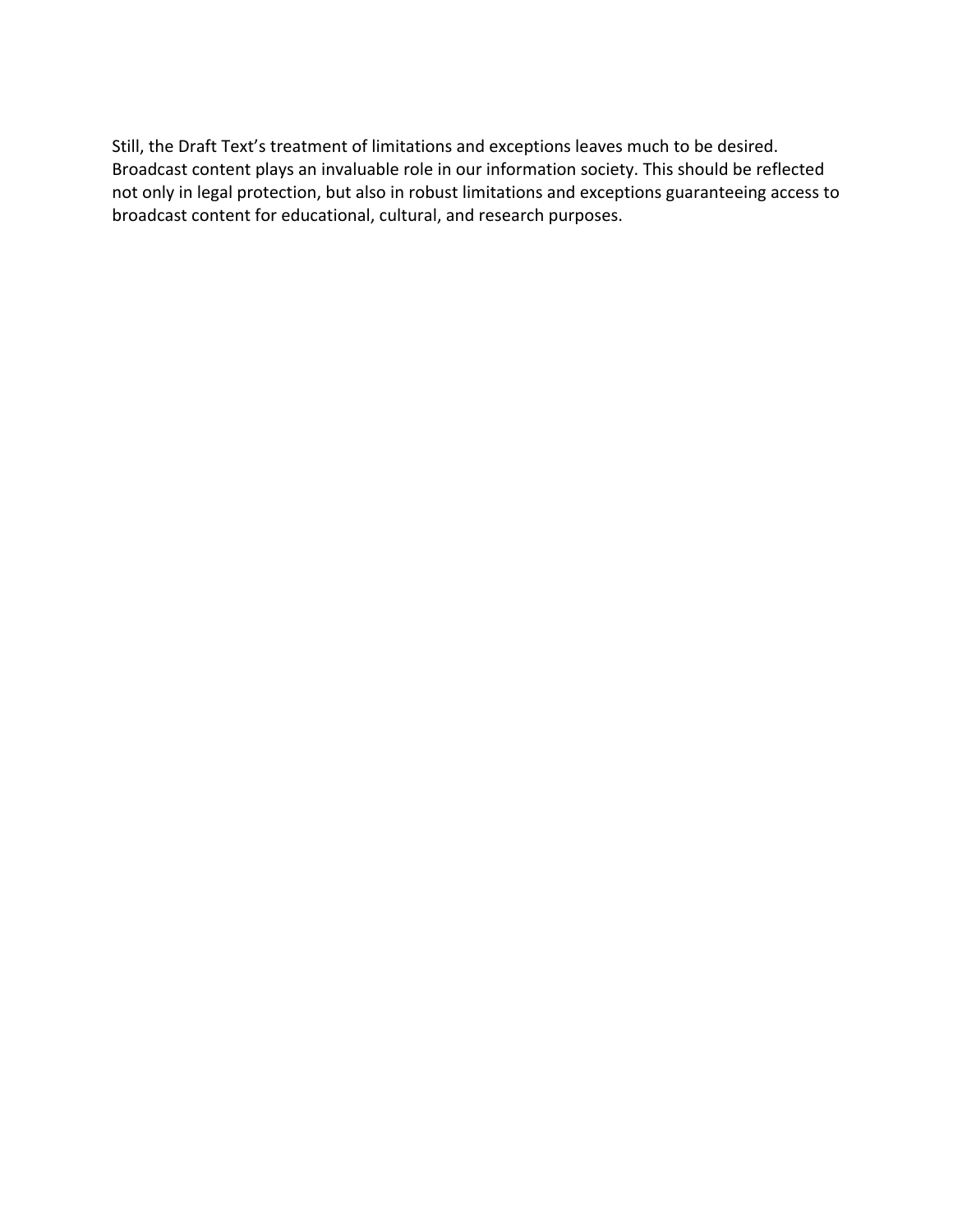Still, the Draft Text's treatment of limitations and exceptions leaves much to be desired. Broadcast content plays an invaluable role in our information society. This should be reflected not only in legal protection, but also in robust limitations and exceptions guaranteeing access to broadcast content for educational, cultural, and research purposes.